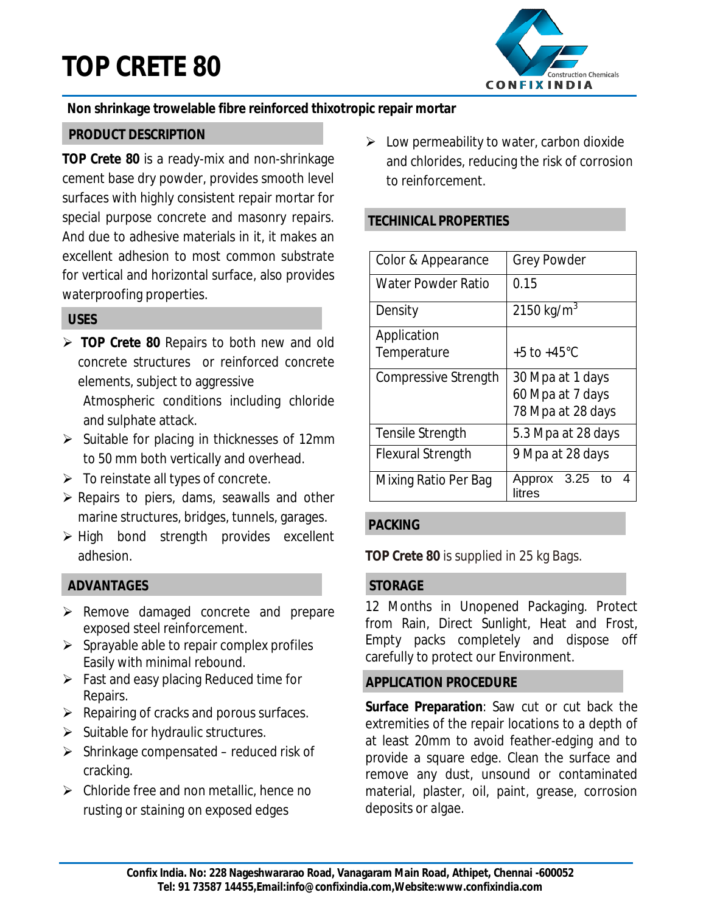# TOP CRETE 80

**Non shrinkage trowelable fibre reinforced thixotropic repair mortar**

## PRODUCT DESCRIPTION

**TOP Crete 80** is a ready-mix and non-shrinkage cement base dry powder, provides smooth level surfaces with highly consistent repair mortar for special purpose concrete and masonry repairs. And due to adhesive materials in it, it makes an excellent adhesion to most common substrate for vertical and horizontal surface, also provides waterproofing properties.

## USES

- **TOP Crete 80** Repairs to both new and old concrete structures or reinforced concrete elements, subject to aggressive Atmospheric conditions including chloride and sulphate attack.
- Suitable for placing in thicknesses of 12mm to 50 mm both vertically and overhead.
- To reinstate all types of concrete.
- Repairs to piers, dams, seawalls and other marine structures, bridges, tunnels, garages.
- High bond strength provides excellent adhesion.

## ADVANTAGES

- Remove damaged concrete and prepare exposed steel reinforcement.
- Sprayable able to repair complex profiles Easily with minimal rebound.
- Fast and easy placing Reduced time for Repairs.
- Repairing of cracks and porous surfaces.
- Suitable for hydraulic structures.
- Shrinkage compensated – reduced risk of cracking.
- Chloride free and non metallic, hence no rusting or staining on exposed edges
- Low permeability to water, carbon dioxide and chlorides, reducing the risk of corrosion to reinforcement.

## TECHINICAL PROPERTIES

| Color & Appearance | Grey Powder |
|---|---|
| Water Powder Ratio | 0.15 |
| Density | 2150 kg/m$^3$ |
| Application Temperature | +5 to +45°C |
| Compressive Strength | 30 Mpa at 1 days<br>60 Mpa at 7 days<br>78 Mpa at 28 days |
| Tensile Strength | 5.3 Mpa at 28 days |
| Flexural Strength | 9 Mpa at 28 days |
| Mixing Ratio Per Bag | Approx 3.25 to 4 litres |

## PACKING

**TOP Crete 80** is supplied in 25 kg Bags.

## STORAGE

12 Months in Unopened Packaging. Protect from Rain, Direct Sunlight, Heat and Frost, Empty packs completely and dispose off carefully to protect our Environment.

## APPLICATION PROCEDURE

**Surface Preparation**: Saw cut or cut back the extremities of the repair locations to a depth of at least 20mm to avoid feather-edging and to provide a square edge. Clean the surface and remove any dust, unsound or contaminated material, plaster, oil, paint, grease, corrosion deposits or algae.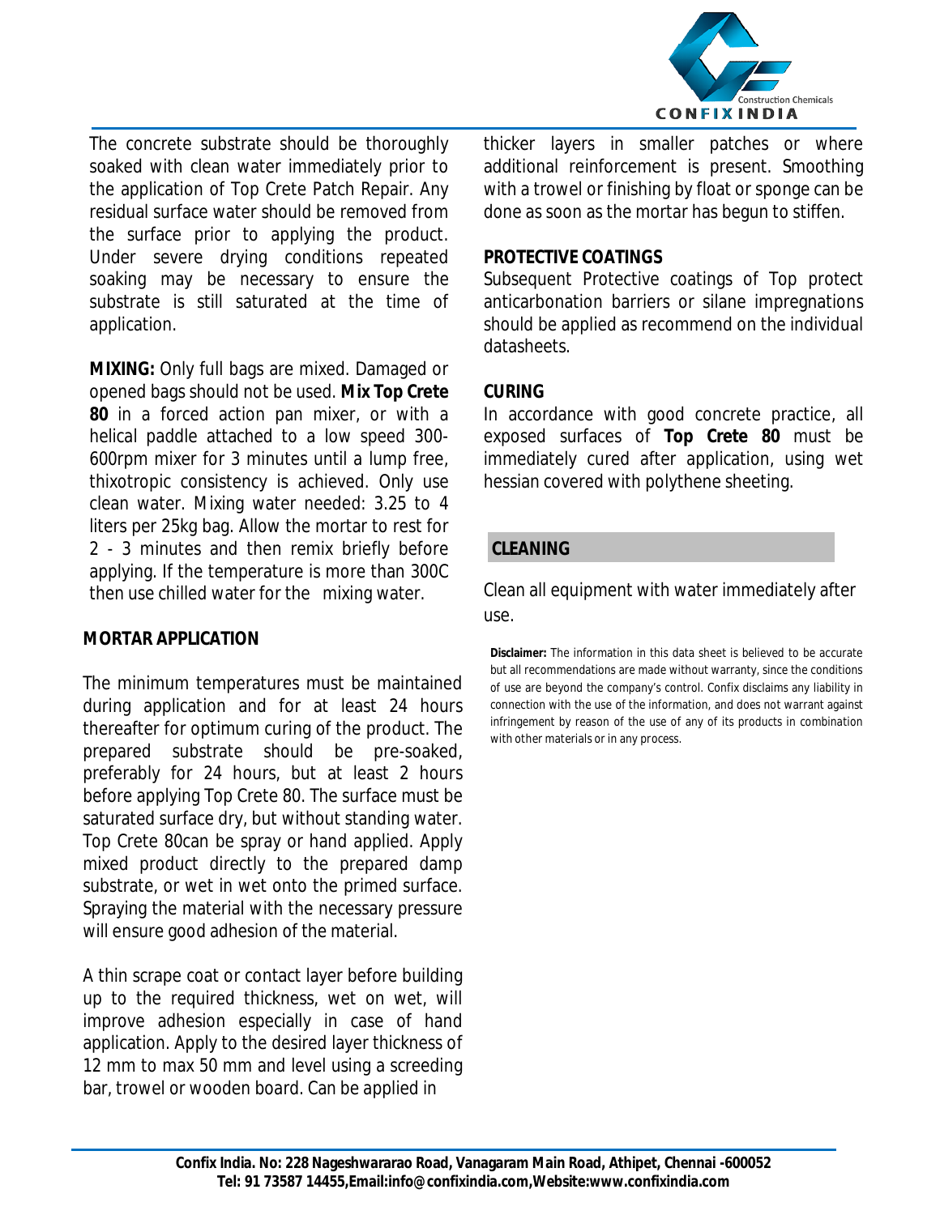The concrete substrate should be thoroughly soaked with clean water immediately prior to the application of Top Crete Patch Repair. Any residual surface water should be removed from the surface prior to applying the product. Under severe drying conditions repeated soaking may be necessary to ensure the substrate is still saturated at the time of application.

**MIXING:** Only full bags are mixed. Damaged or opened bags should not be used. **Mix Top Crete 80** in a forced action pan mixer, or with a helical paddle attached to a low speed 300-600rpm mixer for 3 minutes until a lump free, thixotropic consistency is achieved. Only use clean water. Mixing water needed: 3.25 to 4 liters per 25kg bag. Allow the mortar to rest for 2 - 3 minutes and then remix briefly before applying. If the temperature is more than 300C then use chilled water for the mixing water.

**MORTAR APPLICATION**

The minimum temperatures must be maintained during application and for at least 24 hours thereafter for optimum curing of the product. The prepared substrate should be pre-soaked, preferably for 24 hours, but at least 2 hours before applying Top Crete 80. The surface must be saturated surface dry, but without standing water. Top Crete 80can be spray or hand applied. Apply mixed product directly to the prepared damp substrate, or wet in wet onto the primed surface. Spraying the material with the necessary pressure will ensure good adhesion of the material.

A thin scrape coat or contact layer before building up to the required thickness, wet on wet, will improve adhesion especially in case of hand application. Apply to the desired layer thickness of 12 mm to max 50 mm and level using a screeding bar, trowel or wooden board. Can be applied in thicker layers in smaller patches or where additional reinforcement is present. Smoothing with a trowel or finishing by float or sponge can be done as soon as the mortar has begun to stiffen.

**PROTECTIVE COATINGS**

Subsequent Protective coatings of Top protect anticarbonation barriers or silane impregnations should be applied as recommend on the individual datasheets.

**CURING**

In accordance with good concrete practice, all exposed surfaces of **Top Crete 80** must be immediately cured after application, using wet hessian covered with polythene sheeting.

**CLEANING**

Clean all equipment with water immediately after use.

**Disclaimer:** The information in this data sheet is believed to be accurate but all recommendations are made without warranty, since the conditions of use are beyond the company's control. Confix disclaims any liability in connection with the use of the information, and does not warrant against infringement by reason of the use of any of its products in combination with other materials or in any process.